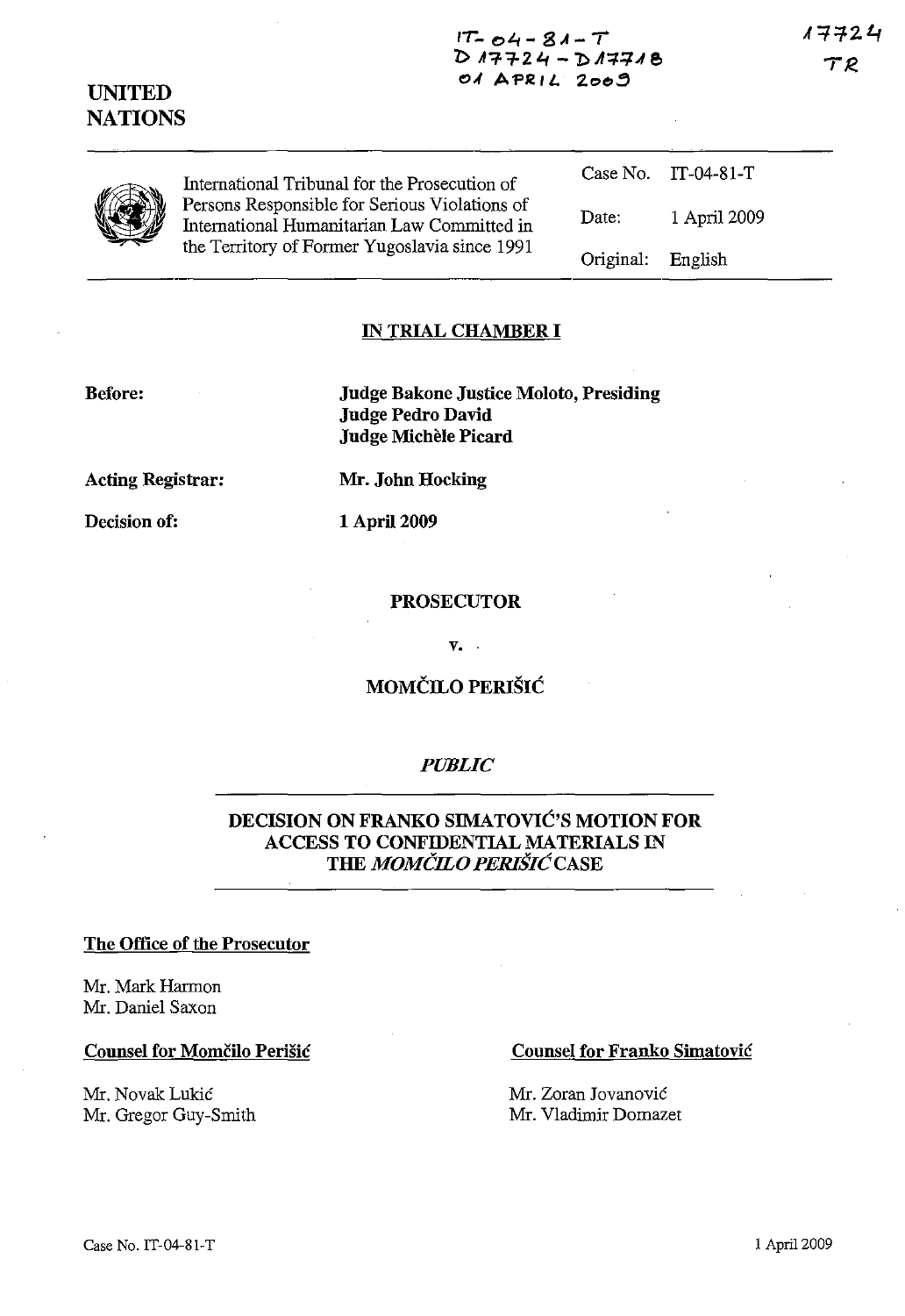IT-04-81-T
D 17724 - D 17718
01 APRIL 2009

17724
TR

**UNITED NATIONS**

International Tribunal for the Prosecution of Persons Responsible for Serious Violations of International Humanitarian Law Committed in the Territory of Former Yugoslavia since 1991

| | |
|---|---|
| Case No. | IT-04-81-T |
| Date: | 1 April 2009 |
| Original: | English |

## IN TRIAL CHAMBER I

**Before:** **Judge Bakone Justice Moloto, Presiding**
**Judge Pedro David**
**Judge Michèle Picard**

**Acting Registrar:** **Mr. John Hocking**

**Decision of:** **1 April 2009**

**PROSECUTOR**

**v.**

**MOMČILO PERIŠIĆ**

*PUBLIC*

## DECISION ON FRANKO SIMATOVIĆ'S MOTION FOR ACCESS TO CONFIDENTIAL MATERIALS IN THE *MOMČILO PERIŠIĆ* CASE

**The Office of the Prosecutor**

Mr. Mark Harmon
Mr. Daniel Saxon

**Counsel for Momčilo Perišić**

Mr. Novak Lukić
Mr. Gregor Guy-Smith

**Counsel for Franko Simatović**

Mr. Zoran Jovanović
Mr. Vladimir Domazet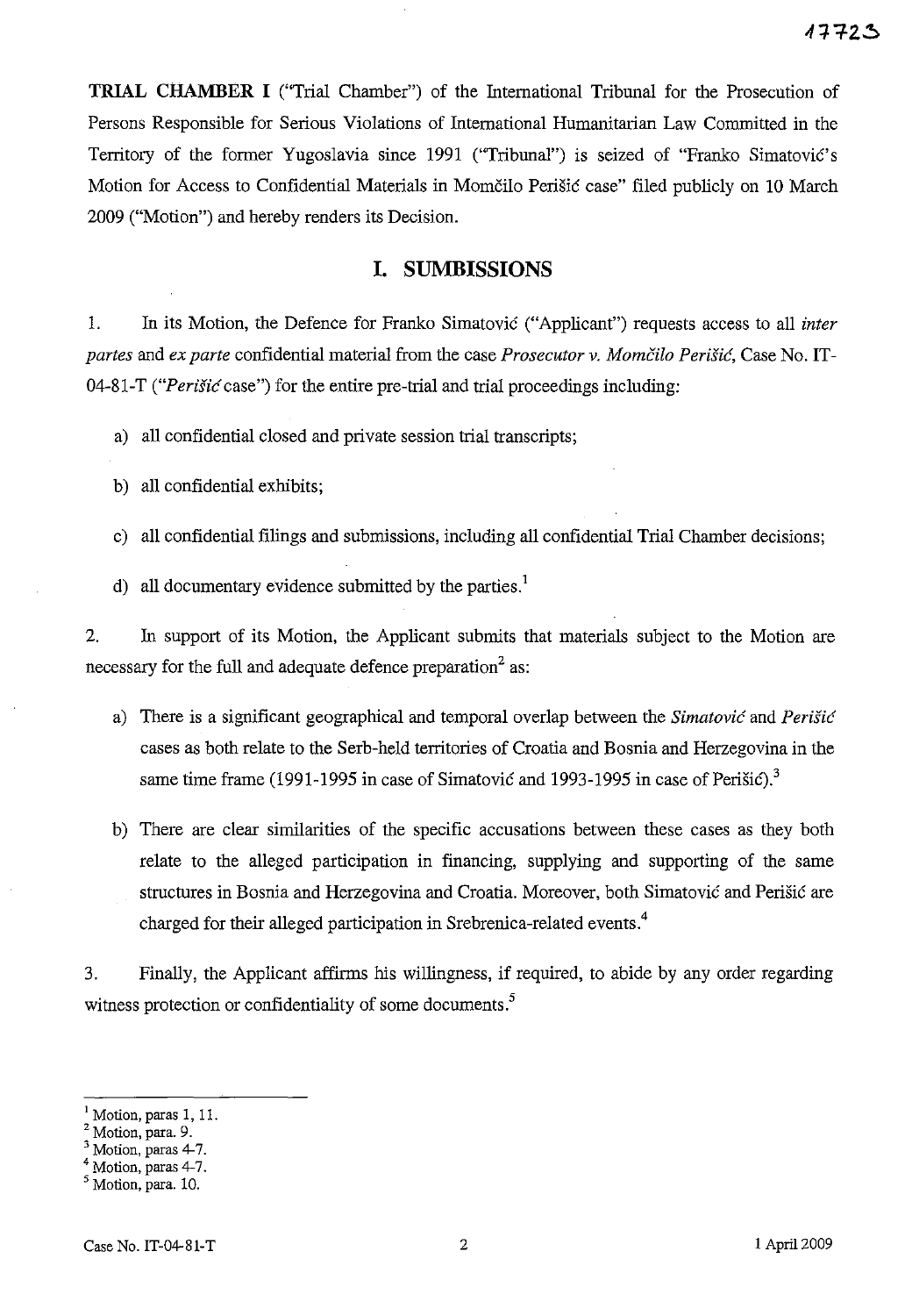**TRIAL CHAMBER I** ("Trial Chamber") of the International Tribunal for the Prosecution of Persons Responsible for Serious Violations of International Humanitarian Law Committed in the Territory of the former Yugoslavia since 1991 ("Tribunal") is seized of "Franko Simatović's Motion for Access to Confidential Materials in Momčilo Perišić case" filed publicly on 10 March 2009 ("Motion") and hereby renders its Decision.

## I. SUMBISSIONS

1. In its Motion, the Defence for Franko Simatović ("Applicant") requests access to all *inter partes* and *ex parte* confidential material from the case *Prosecutor v. Momčilo Perišić*, Case No. IT-04-81-T ("*Perišić* case") for the entire pre-trial and trial proceedings including:

   a) all confidential closed and private session trial transcripts;

   b) all confidential exhibits;

   c) all confidential filings and submissions, including all confidential Trial Chamber decisions;

   d) all documentary evidence submitted by the parties.[1]

2. In support of its Motion, the Applicant submits that materials subject to the Motion are necessary for the full and adequate defence preparation[2] as:

   a) There is a significant geographical and temporal overlap between the *Simatović* and *Perišić* cases as both relate to the Serb-held territories of Croatia and Bosnia and Herzegovina in the same time frame (1991-1995 in case of Simatović and 1993-1995 in case of Perišić).[3]

   b) There are clear similarities of the specific accusations between these cases as they both relate to the alleged participation in financing, supplying and supporting of the same structures in Bosnia and Herzegovina and Croatia. Moreover, both Simatović and Perišić are charged for their alleged participation in Srebrenica-related events.[4]

3. Finally, the Applicant affirms his willingness, if required, to abide by any order regarding witness protection or confidentiality of some documents.[5]

---

[1] Motion, paras 1, 11.
[2] Motion, para. 9.
[3] Motion, paras 4-7.
[4] Motion, paras 4-7.
[5] Motion, para. 10.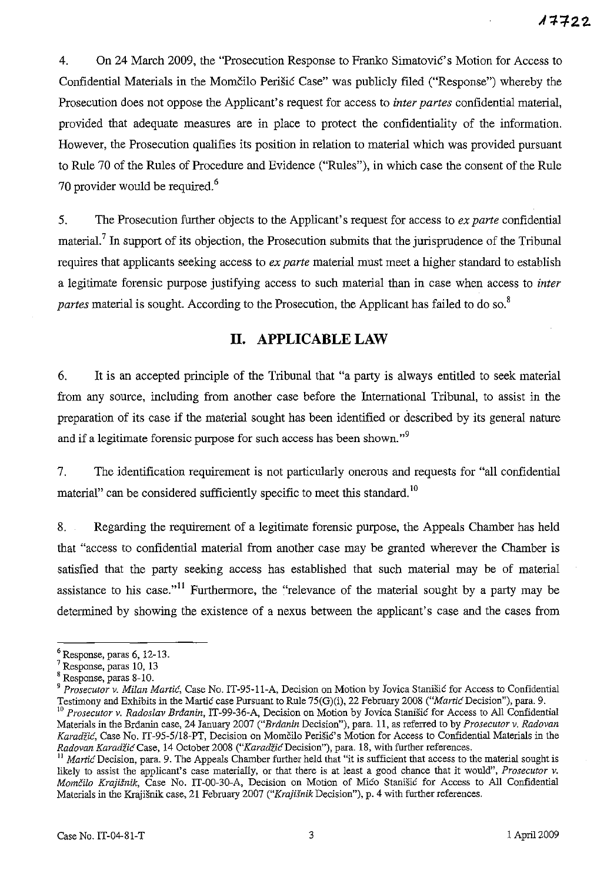4. On 24 March 2009, the "Prosecution Response to Franko Simatović's Motion for Access to Confidential Materials in the Momčilo Perišić Case" was publicly filed ("Response") whereby the Prosecution does not oppose the Applicant's request for access to *inter partes* confidential material, provided that adequate measures are in place to protect the confidentiality of the information. However, the Prosecution qualifies its position in relation to material which was provided pursuant to Rule 70 of the Rules of Procedure and Evidence ("Rules"), in which case the consent of the Rule 70 provider would be required.[6]

5. The Prosecution further objects to the Applicant's request for access to *ex parte* confidential material.[7] In support of its objection, the Prosecution submits that the jurisprudence of the Tribunal requires that applicants seeking access to *ex parte* material must meet a higher standard to establish a legitimate forensic purpose justifying access to such material than in case when access to *inter partes* material is sought. According to the Prosecution, the Applicant has failed to do so.[8]

## II. APPLICABLE LAW

6. It is an accepted principle of the Tribunal that "a party is always entitled to seek material from any source, including from another case before the International Tribunal, to assist in the preparation of its case if the material sought has been identified or described by its general nature and if a legitimate forensic purpose for such access has been shown."[9]

7. The identification requirement is not particularly onerous and requests for "all confidential material" can be considered sufficiently specific to meet this standard.[10]

8. Regarding the requirement of a legitimate forensic purpose, the Appeals Chamber has held that "access to confidential material from another case may be granted wherever the Chamber is satisfied that the party seeking access has established that such material may be of material assistance to his case."[11] Furthermore, the "relevance of the material sought by a party may be determined by showing the existence of a nexus between the applicant's case and the cases from

---

[6] Response, paras 6, 12-13.

[7] Response, paras 10, 13

[8] Response, paras 8-10.

[9] *Prosecutor v. Milan Martić*, Case No. IT-95-11-A, Decision on Motion by Jovica Stanišić for Access to Confidential Testimony and Exhibits in the Martić case Pursuant to Rule 75(G)(i), 22 February 2008 ("*Martić* Decision"), para. 9.

[10] *Prosecutor v. Radoslav Brđanin*, IT-99-36-A, Decision on Motion by Jovica Stanišić for Access to All Confidential Materials in the Brđanin case, 24 January 2007 ("*Brđanin* Decision"), para. 11, as referred to by *Prosecutor v. Radovan Karadžić*, Case No. IT-95-5/18-PT, Decision on Momčilo Perišić's Motion for Access to Confidential Materials in the *Radovan Karadžić* Case, 14 October 2008 ("*Karadžić* Decision"), para. 18, with further references.

[11] *Martić* Decision, para. 9. The Appeals Chamber further held that "it is sufficient that access to the material sought is likely to assist the applicant's case materially, or that there is at least a good chance that it would", *Prosecutor v. Momčilo Krajišnik*, Case No. IT-00-30-A, Decision on Motion of Mićo Stanišić for Access to All Confidential Materials in the Krajišnik case, 21 February 2007 ("*Krajišnik* Decision"), p. 4 with further references.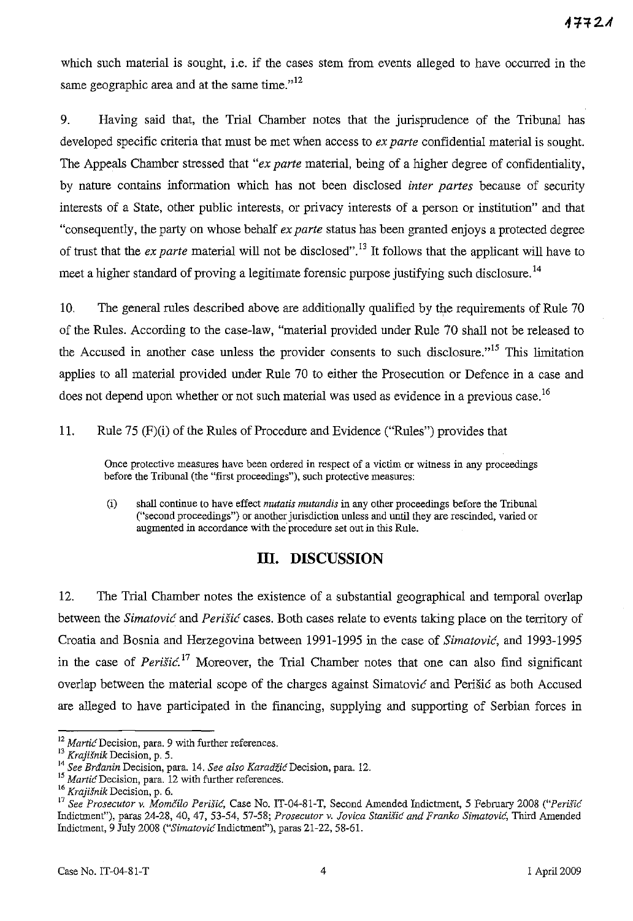which such material is sought, i.e. if the cases stem from events alleged to have occurred in the same geographic area and at the same time."[12]

9. Having said that, the Trial Chamber notes that the jurisprudence of the Tribunal has developed specific criteria that must be met when access to *ex parte* confidential material is sought. The Appeals Chamber stressed that "*ex parte* material, being of a higher degree of confidentiality, by nature contains information which has not been disclosed *inter partes* because of security interests of a State, other public interests, or privacy interests of a person or institution" and that "consequently, the party on whose behalf *ex parte* status has been granted enjoys a protected degree of trust that the *ex parte* material will not be disclosed".[13] It follows that the applicant will have to meet a higher standard of proving a legitimate forensic purpose justifying such disclosure.[14]

10. The general rules described above are additionally qualified by the requirements of Rule 70 of the Rules. According to the case-law, "material provided under Rule 70 shall not be released to the Accused in another case unless the provider consents to such disclosure."[15] This limitation applies to all material provided under Rule 70 to either the Prosecution or Defence in a case and does not depend upon whether or not such material was used as evidence in a previous case.[16]

11. Rule 75 (F)(i) of the Rules of Procedure and Evidence ("Rules") provides that

> Once protective measures have been ordered in respect of a victim or witness in any proceedings before the Tribunal (the "first proceedings"), such protective measures:
>
> (i) shall continue to have effect *mutatis mutandis* in any other proceedings before the Tribunal ("second proceedings") or another jurisdiction unless and until they are rescinded, varied or augmented in accordance with the procedure set out in this Rule.

## III. DISCUSSION

12. The Trial Chamber notes the existence of a substantial geographical and temporal overlap between the *Simatović* and *Perišić* cases. Both cases relate to events taking place on the territory of Croatia and Bosnia and Herzegovina between 1991-1995 in the case of *Simatović*, and 1993-1995 in the case of *Perišić*.[17] Moreover, the Trial Chamber notes that one can also find significant overlap between the material scope of the charges against Simatović and Perišić as both Accused are alleged to have participated in the financing, supplying and supporting of Serbian forces in

---

[12] *Martić* Decision, para. 9 with further references.

[13] *Krajišnik* Decision, p. 5.

[14] *See Brđanin* Decision, para. 14. *See also Karadžić* Decision, para. 12.

[15] *Martić* Decision, para. 12 with further references.

[16] *Krajišnik* Decision, p. 6.

[17] *See Prosecutor v. Momčilo Perišić*, Case No. IT-04-81-T, Second Amended Indictment, 5 February 2008 ("*Perišić* Indictment"), paras 24-28, 40, 47, 53-54, 57-58; *Prosecutor v. Jovica Stanišić and Franko Simatović*, Third Amended Indictment, 9 July 2008 ("*Simatović* Indictment"), paras 21-22, 58-61.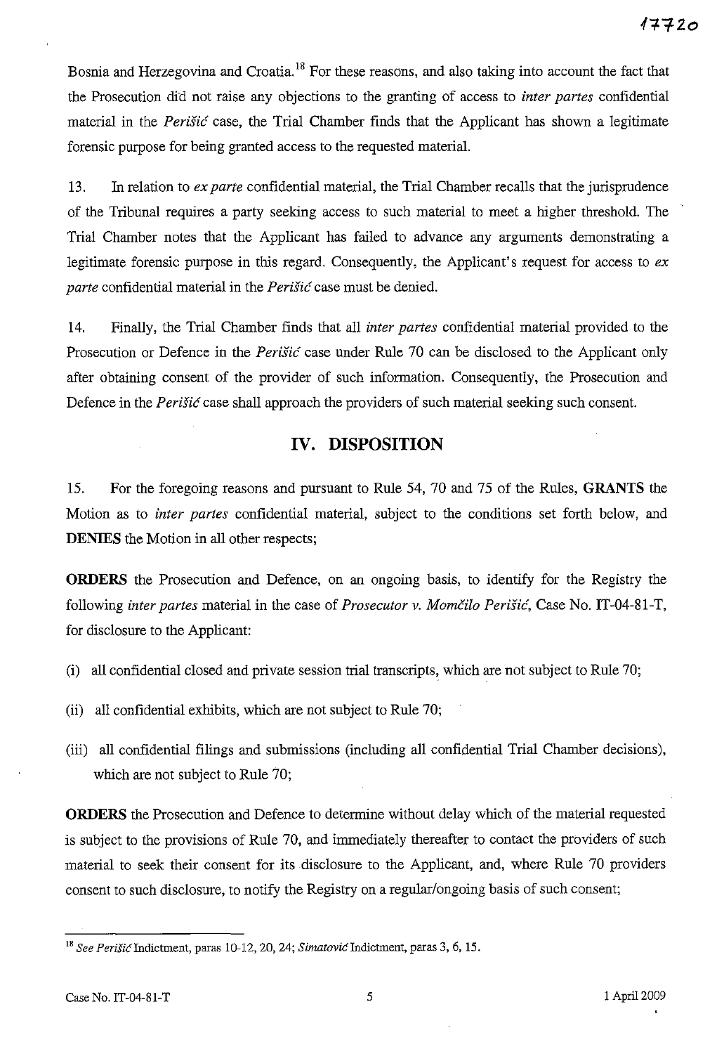Bosnia and Herzegovina and Croatia.[18] For these reasons, and also taking into account the fact that the Prosecution did not raise any objections to the granting of access to *inter partes* confidential material in the *Perišić* case, the Trial Chamber finds that the Applicant has shown a legitimate forensic purpose for being granted access to the requested material.

13. In relation to *ex parte* confidential material, the Trial Chamber recalls that the jurisprudence of the Tribunal requires a party seeking access to such material to meet a higher threshold. The Trial Chamber notes that the Applicant has failed to advance any arguments demonstrating a legitimate forensic purpose in this regard. Consequently, the Applicant's request for access to *ex parte* confidential material in the *Perišić* case must be denied.

14. Finally, the Trial Chamber finds that all *inter partes* confidential material provided to the Prosecution or Defence in the *Perišić* case under Rule 70 can be disclosed to the Applicant only after obtaining consent of the provider of such information. Consequently, the Prosecution and Defence in the *Perišić* case shall approach the providers of such material seeking such consent.

## IV. DISPOSITION

15. For the foregoing reasons and pursuant to Rule 54, 70 and 75 of the Rules, **GRANTS** the Motion as to *inter partes* confidential material, subject to the conditions set forth below, and **DENIES** the Motion in all other respects;

**ORDERS** the Prosecution and Defence, on an ongoing basis, to identify for the Registry the following *inter partes* material in the case of *Prosecutor v. Momčilo Perišić*, Case No. IT-04-81-T, for disclosure to the Applicant:

(i) all confidential closed and private session trial transcripts, which are not subject to Rule 70;

(ii) all confidential exhibits, which are not subject to Rule 70;

(iii) all confidential filings and submissions (including all confidential Trial Chamber decisions), which are not subject to Rule 70;

**ORDERS** the Prosecution and Defence to determine without delay which of the material requested is subject to the provisions of Rule 70, and immediately thereafter to contact the providers of such material to seek their consent for its disclosure to the Applicant, and, where Rule 70 providers consent to such disclosure, to notify the Registry on a regular/ongoing basis of such consent;

---

[18] *See Perišić* Indictment, paras 10-12, 20, 24; *Simatović* Indictment, paras 3, 6, 15.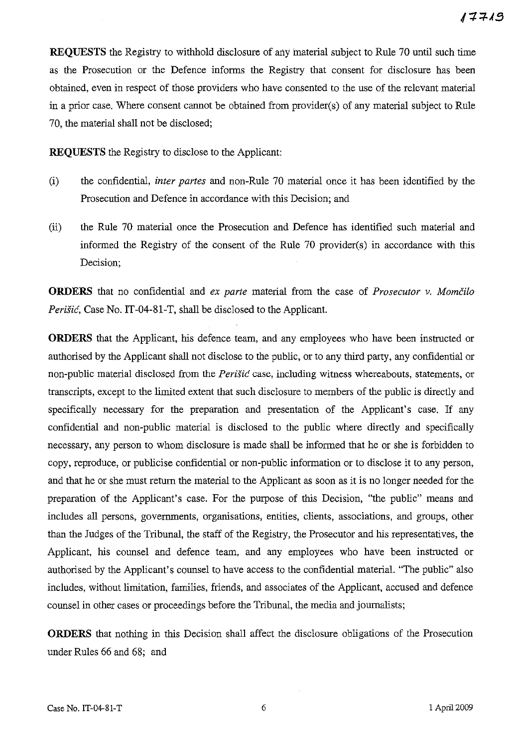**REQUESTS** the Registry to withhold disclosure of any material subject to Rule 70 until such time as the Prosecution or the Defence informs the Registry that consent for disclosure has been obtained, even in respect of those providers who have consented to the use of the relevant material in a prior case. Where consent cannot be obtained from provider(s) of any material subject to Rule 70, the material shall not be disclosed;

**REQUESTS** the Registry to disclose to the Applicant:

(i) the confidential, *inter partes* and non-Rule 70 material once it has been identified by the Prosecution and Defence in accordance with this Decision; and

(ii) the Rule 70 material once the Prosecution and Defence has identified such material and informed the Registry of the consent of the Rule 70 provider(s) in accordance with this Decision;

**ORDERS** that no confidential and *ex parte* material from the case of *Prosecutor v. Momčilo Perišić*, Case No. IT-04-81-T, shall be disclosed to the Applicant.

**ORDERS** that the Applicant, his defence team, and any employees who have been instructed or authorised by the Applicant shall not disclose to the public, or to any third party, any confidential or non-public material disclosed from the *Perišić* case, including witness whereabouts, statements, or transcripts, except to the limited extent that such disclosure to members of the public is directly and specifically necessary for the preparation and presentation of the Applicant's case. If any confidential and non-public material is disclosed to the public where directly and specifically necessary, any person to whom disclosure is made shall be informed that he or she is forbidden to copy, reproduce, or publicise confidential or non-public information or to disclose it to any person, and that he or she must return the material to the Applicant as soon as it is no longer needed for the preparation of the Applicant's case. For the purpose of this Decision, "the public" means and includes all persons, governments, organisations, entities, clients, associations, and groups, other than the Judges of the Tribunal, the staff of the Registry, the Prosecutor and his representatives, the Applicant, his counsel and defence team, and any employees who have been instructed or authorised by the Applicant's counsel to have access to the confidential material. "The public" also includes, without limitation, families, friends, and associates of the Applicant, accused and defence counsel in other cases or proceedings before the Tribunal, the media and journalists;

**ORDERS** that nothing in this Decision shall affect the disclosure obligations of the Prosecution under Rules 66 and 68; and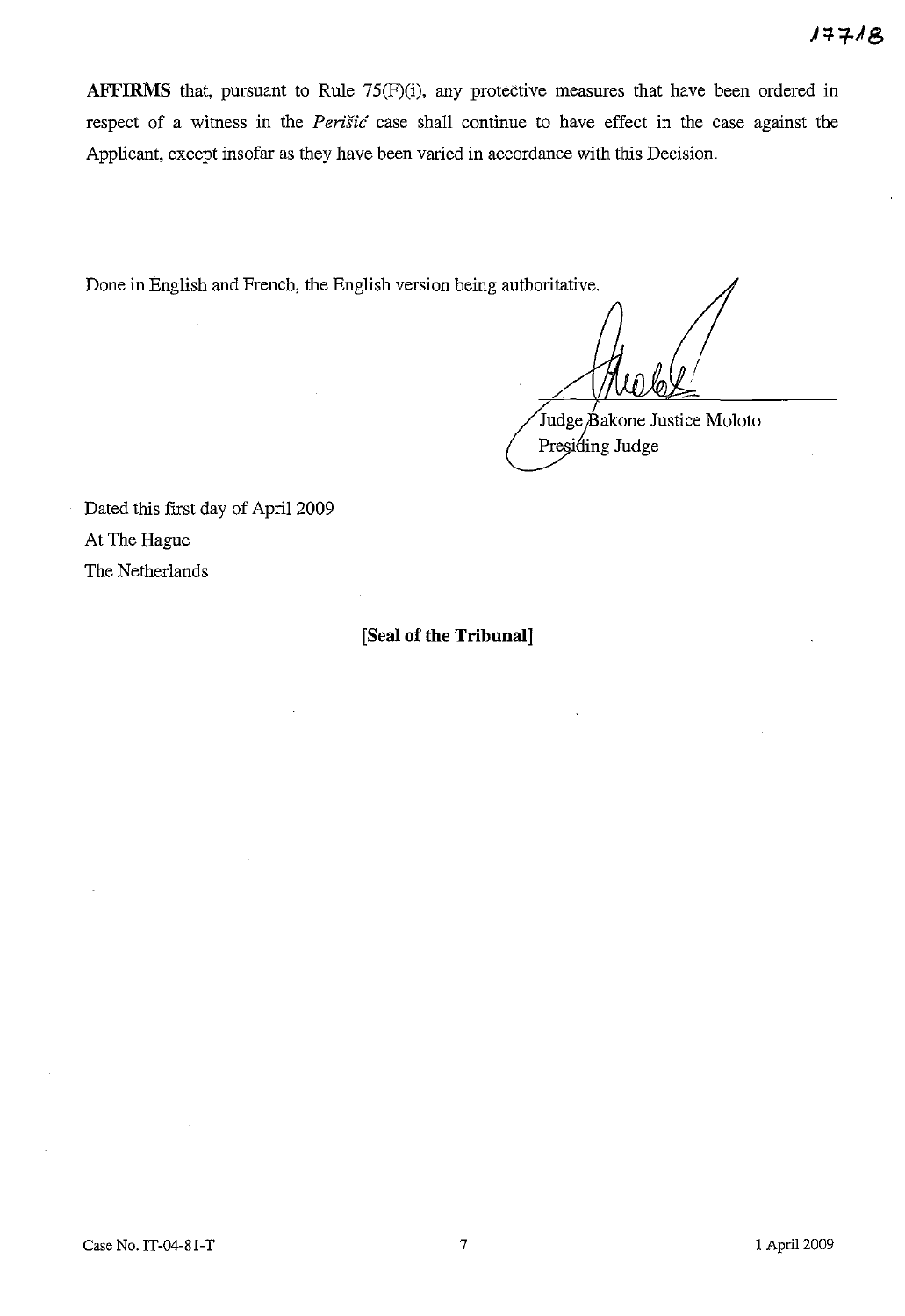**AFFIRMS** that, pursuant to Rule 75(F)(i), any protective measures that have been ordered in respect of a witness in the *Perišić* case shall continue to have effect in the case against the Applicant, except insofar as they have been varied in accordance with this Decision.

Done in English and French, the English version being authoritative.

Judge Bakone Justice Moloto
Presiding Judge

Dated this first day of April 2009
At The Hague
The Netherlands

**[Seal of the Tribunal]**